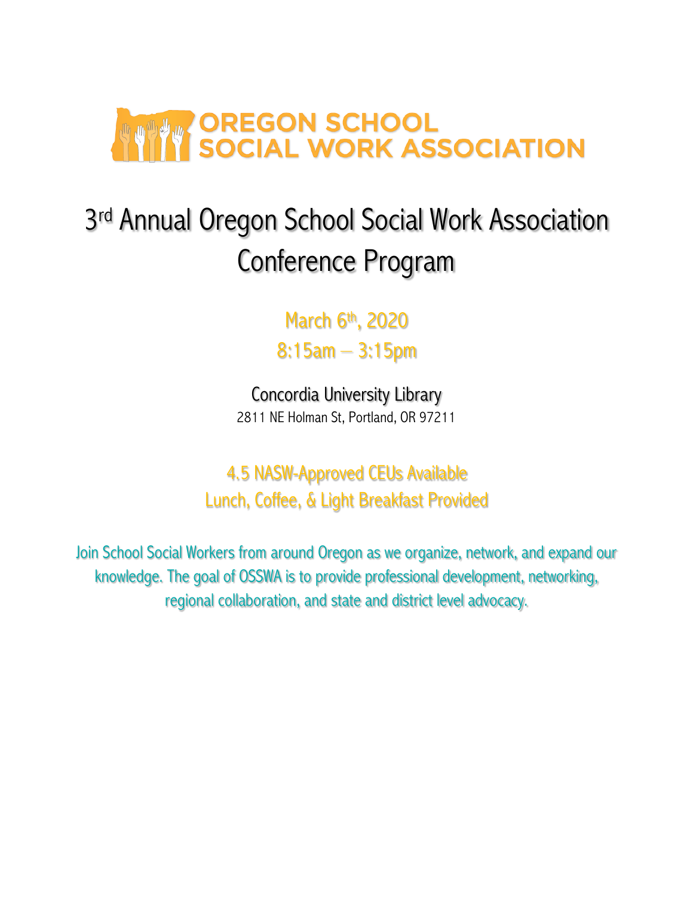# OREGON SCHOOL SOCIAL WORK ASSOCIATION

# 3rd Annual Oregon School Social Work Association Conference Program

**March 6th, 2020**

**8:15am – 3:15pm**

Concordia University Library

2811 NE Holman St, Portland, OR 97211

**4.5 NASW-Approved CEUs Available**

**Lunch, Coffee, & Light Breakfast Provided**

Join School Social Workers from around Oregon as we organize, network, and expand our knowledge. The goal of OSSWA is to provide professional development, networking, regional collaboration, and state and district level advocacy.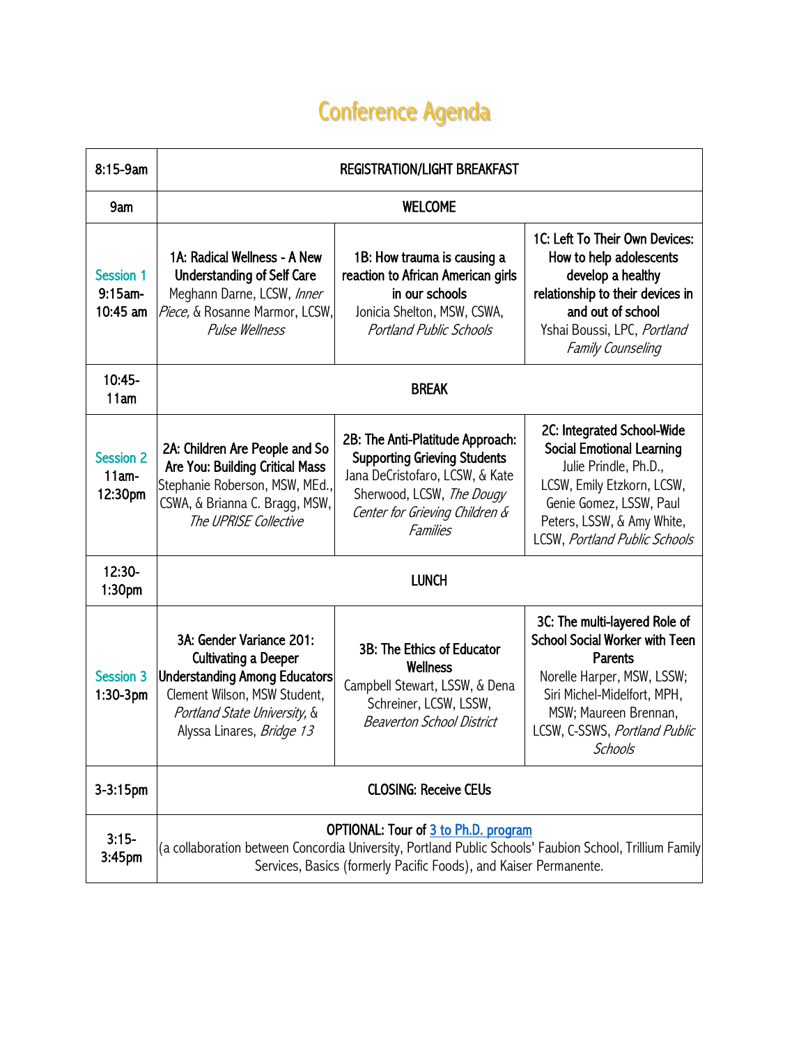# Conference Agenda

| | | | |
|---|---|---|---|
| 8:15-9am | REGISTRATION/LIGHT BREAKFAST | | |
| 9am | WELCOME | | |
| Session 1 9:15am-10:45 am | **1A: Radical Wellness - A New Understanding of Self Care** Meghann Darne, LCSW, *Inner Piece,* & Rosanne Marmor, LCSW, *Pulse Wellness* | **1B: How trauma is causing a reaction to African American girls in our schools** Jonicia Shelton, MSW, CSWA, *Portland Public Schools* | **1C: Left To Their Own Devices: How to help adolescents develop a healthy relationship to their devices in and out of school** Yshai Boussi, LPC, *Portland Family Counseling* |
| 10:45-11am | BREAK | | |
| Session 2 11am-12:30pm | **2A: Children Are People and So Are You: Building Critical Mass** Stephanie Roberson, MSW, MEd., CSWA, & Brianna C. Bragg, MSW, *The UPRISE Collective* | **2B: The Anti-Platitude Approach: Supporting Grieving Students** Jana DeCristofaro, LCSW, & Kate Sherwood, LCSW, *The Dougy Center for Grieving Children & Families* | **2C: Integrated School-Wide Social Emotional Learning** Julie Prindle, Ph.D., LCSW, Emily Etzkorn, LCSW, Genie Gomez, LSSW, Paul Peters, LSSW, & Amy White, LCSW, *Portland Public Schools* |
| 12:30-1:30pm | LUNCH | | |
| Session 3 1:30-3pm | **3A: Gender Variance 201: Cultivating a Deeper Understanding Among Educators** Clement Wilson, MSW Student, *Portland State University,* & Alyssa Linares, *Bridge 13* | **3B: The Ethics of Educator Wellness** Campbell Stewart, LSSW, & Dena Schreiner, LCSW, LSSW, *Beaverton School District* | **3C: The multi-layered Role of School Social Worker with Teen Parents** Norelle Harper, MSW, LSSW; Siri Michel-Midelfort, MPH, MSW; Maureen Brennan, LCSW, C-SSWS, *Portland Public Schools* |
| 3-3:15pm | CLOSING: Receive CEUs | | |
| 3:15-3:45pm | OPTIONAL: Tour of 3 to Ph.D. program (a collaboration between Concordia University, Portland Public Schools' Faubion School, Trillium Family Services, Basics (formerly Pacific Foods), and Kaiser Permanente. | | |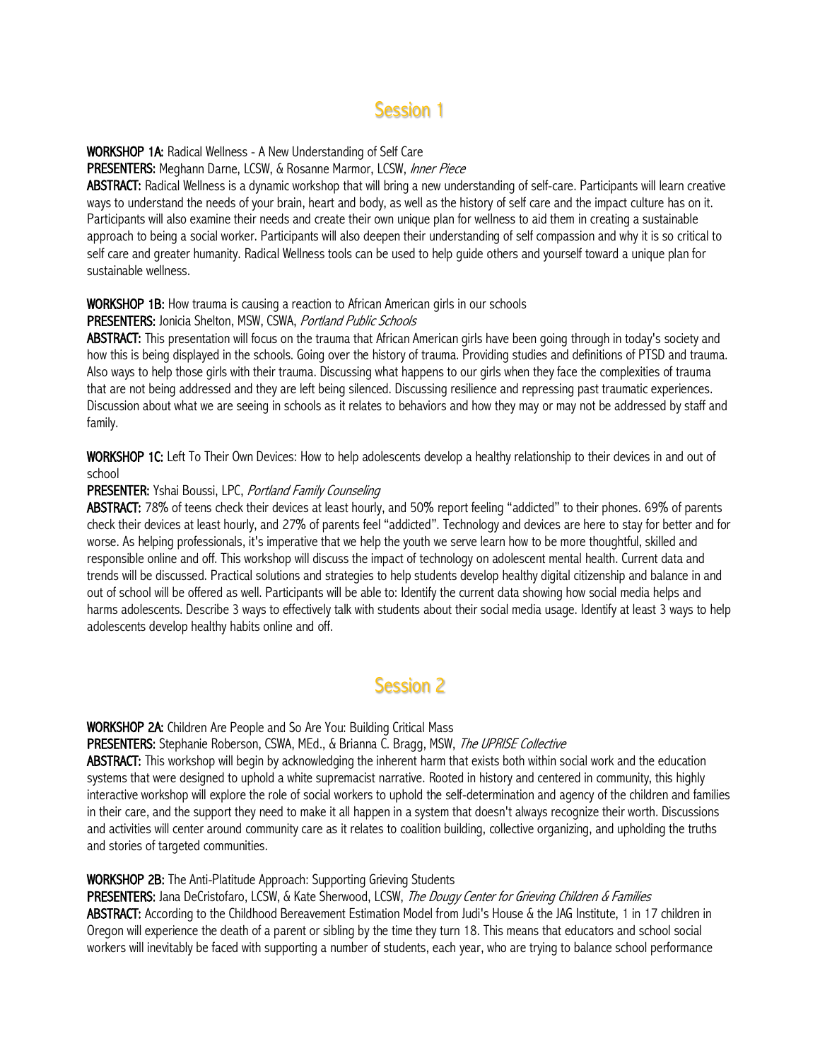## Session 1

**WORKSHOP 1A:** Radical Wellness - A New Understanding of Self Care

**PRESENTERS:** Meghann Darne, LCSW, & Rosanne Marmor, LCSW, *Inner Piece*

**ABSTRACT:** Radical Wellness is a dynamic workshop that will bring a new understanding of self-care. Participants will learn creative ways to understand the needs of your brain, heart and body, as well as the history of self care and the impact culture has on it. Participants will also examine their needs and create their own unique plan for wellness to aid them in creating a sustainable approach to being a social worker. Participants will also deepen their understanding of self compassion and why it is so critical to self care and greater humanity. Radical Wellness tools can be used to help guide others and yourself toward a unique plan for sustainable wellness.

**WORKSHOP 1B:** How trauma is causing a reaction to African American girls in our schools

**PRESENTERS:** Jonicia Shelton, MSW, CSWA, *Portland Public Schools*

**ABSTRACT:** This presentation will focus on the trauma that African American girls have been going through in today's society and how this is being displayed in the schools. Going over the history of trauma. Providing studies and definitions of PTSD and trauma. Also ways to help those girls with their trauma. Discussing what happens to our girls when they face the complexities of trauma that are not being addressed and they are left being silenced. Discussing resilience and repressing past traumatic experiences. Discussion about what we are seeing in schools as it relates to behaviors and how they may or may not be addressed by staff and family.

**WORKSHOP 1C:** Left To Their Own Devices: How to help adolescents develop a healthy relationship to their devices in and out of school

**PRESENTER:** Yshai Boussi, LPC, *Portland Family Counseling*

**ABSTRACT:** 78% of teens check their devices at least hourly, and 50% report feeling "addicted" to their phones. 69% of parents check their devices at least hourly, and 27% of parents feel "addicted". Technology and devices are here to stay for better and for worse. As helping professionals, it's imperative that we help the youth we serve learn how to be more thoughtful, skilled and responsible online and off. This workshop will discuss the impact of technology on adolescent mental health. Current data and trends will be discussed. Practical solutions and strategies to help students develop healthy digital citizenship and balance in and out of school will be offered as well. Participants will be able to: Identify the current data showing how social media helps and harms adolescents. Describe 3 ways to effectively talk with students about their social media usage. Identify at least 3 ways to help adolescents develop healthy habits online and off.

## Session 2

**WORKSHOP 2A:** Children Are People and So Are You: Building Critical Mass

**PRESENTERS:** Stephanie Roberson, CSWA, MEd., & Brianna C. Bragg, MSW, *The UPRISE Collective*

**ABSTRACT:** This workshop will begin by acknowledging the inherent harm that exists both within social work and the education systems that were designed to uphold a white supremacist narrative. Rooted in history and centered in community, this highly interactive workshop will explore the role of social workers to uphold the self-determination and agency of the children and families in their care, and the support they need to make it all happen in a system that doesn't always recognize their worth. Discussions and activities will center around community care as it relates to coalition building, collective organizing, and upholding the truths and stories of targeted communities.

**WORKSHOP 2B:** The Anti-Platitude Approach: Supporting Grieving Students

**PRESENTERS:** Jana DeCristofaro, LCSW, & Kate Sherwood, LCSW, *The Dougy Center for Grieving Children & Families*

**ABSTRACT:** According to the Childhood Bereavement Estimation Model from Judi's House & the JAG Institute, 1 in 17 children in Oregon will experience the death of a parent or sibling by the time they turn 18. This means that educators and school social workers will inevitably be faced with supporting a number of students, each year, who are trying to balance school performance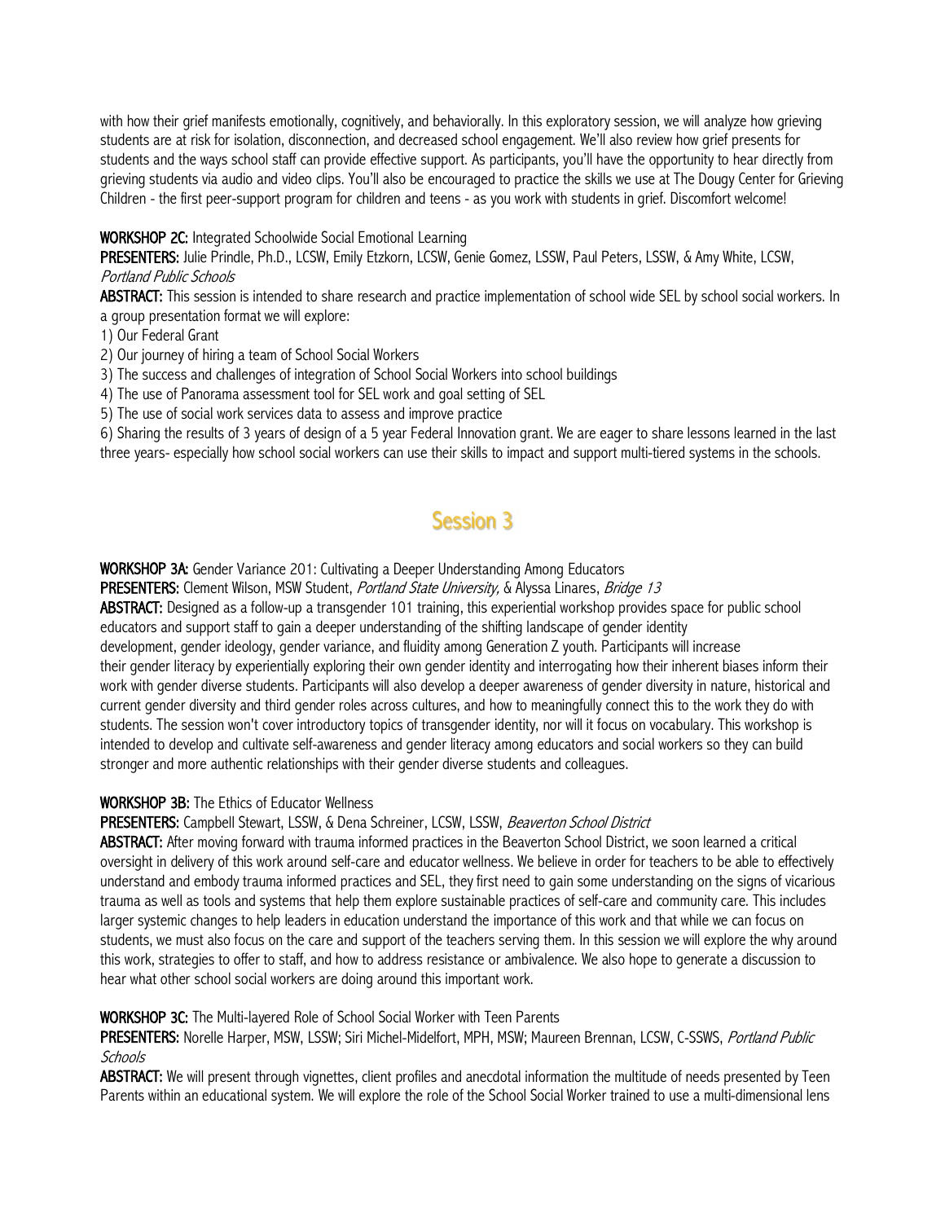with how their grief manifests emotionally, cognitively, and behaviorally. In this exploratory session, we will analyze how grieving students are at risk for isolation, disconnection, and decreased school engagement. We'll also review how grief presents for students and the ways school staff can provide effective support. As participants, you'll have the opportunity to hear directly from grieving students via audio and video clips. You'll also be encouraged to practice the skills we use at The Dougy Center for Grieving Children - the first peer-support program for children and teens - as you work with students in grief. Discomfort welcome!

**WORKSHOP 2C:** Integrated Schoolwide Social Emotional Learning

**PRESENTERS:** Julie Prindle, Ph.D., LCSW, Emily Etzkorn, LCSW, Genie Gomez, LSSW, Paul Peters, LSSW, & Amy White, LCSW, *Portland Public Schools*

**ABSTRACT:** This session is intended to share research and practice implementation of school wide SEL by school social workers. In a group presentation format we will explore:

1) Our Federal Grant
2) Our journey of hiring a team of School Social Workers
3) The success and challenges of integration of School Social Workers into school buildings
4) The use of Panorama assessment tool for SEL work and goal setting of SEL
5) The use of social work services data to assess and improve practice
6) Sharing the results of 3 years of design of a 5 year Federal Innovation grant. We are eager to share lessons learned in the last three years- especially how school social workers can use their skills to impact and support multi-tiered systems in the schools.

## Session 3

**WORKSHOP 3A:** Gender Variance 201: Cultivating a Deeper Understanding Among Educators

**PRESENTERS:** Clement Wilson, MSW Student, *Portland State University,* & Alyssa Linares, *Bridge 13*

**ABSTRACT:** Designed as a follow-up a transgender 101 training, this experiential workshop provides space for public school educators and support staff to gain a deeper understanding of the shifting landscape of gender identity development, gender ideology, gender variance, and fluidity among Generation Z youth. Participants will increase their gender literacy by experientially exploring their own gender identity and interrogating how their inherent biases inform their work with gender diverse students. Participants will also develop a deeper awareness of gender diversity in nature, historical and current gender diversity and third gender roles across cultures, and how to meaningfully connect this to the work they do with students. The session won't cover introductory topics of transgender identity, nor will it focus on vocabulary. This workshop is intended to develop and cultivate self-awareness and gender literacy among educators and social workers so they can build stronger and more authentic relationships with their gender diverse students and colleagues.

**WORKSHOP 3B:** The Ethics of Educator Wellness

**PRESENTERS:** Campbell Stewart, LSSW, & Dena Schreiner, LCSW, LSSW, *Beaverton School District*

**ABSTRACT:** After moving forward with trauma informed practices in the Beaverton School District, we soon learned a critical oversight in delivery of this work around self-care and educator wellness. We believe in order for teachers to be able to effectively understand and embody trauma informed practices and SEL, they first need to gain some understanding on the signs of vicarious trauma as well as tools and systems that help them explore sustainable practices of self-care and community care. This includes larger systemic changes to help leaders in education understand the importance of this work and that while we can focus on students, we must also focus on the care and support of the teachers serving them. In this session we will explore the why around this work, strategies to offer to staff, and how to address resistance or ambivalence. We also hope to generate a discussion to hear what other school social workers are doing around this important work.

**WORKSHOP 3C:** The Multi-layered Role of School Social Worker with Teen Parents

**PRESENTERS:** Norelle Harper, MSW, LSSW; Siri Michel-Midelfort, MPH, MSW; Maureen Brennan, LCSW, C-SSWS, *Portland Public Schools*

**ABSTRACT:** We will present through vignettes, client profiles and anecdotal information the multitude of needs presented by Teen Parents within an educational system. We will explore the role of the School Social Worker trained to use a multi-dimensional lens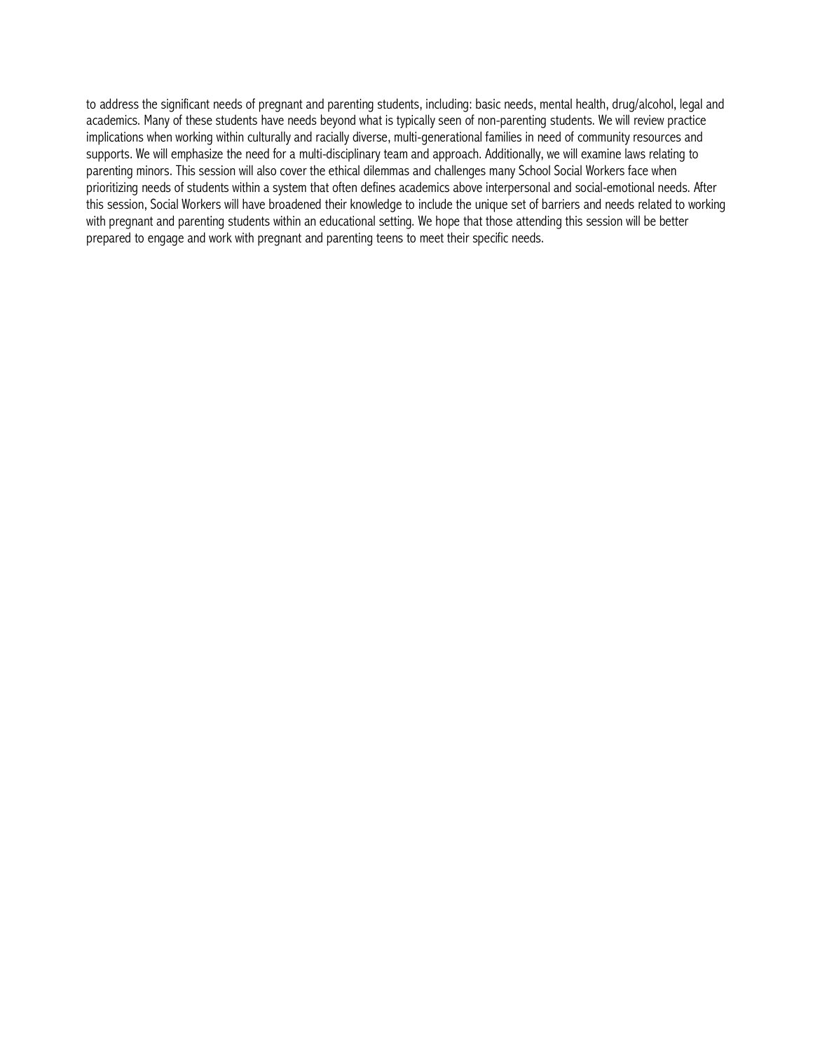to address the significant needs of pregnant and parenting students, including: basic needs, mental health, drug/alcohol, legal and academics. Many of these students have needs beyond what is typically seen of non-parenting students. We will review practice implications when working within culturally and racially diverse, multi-generational families in need of community resources and supports. We will emphasize the need for a multi-disciplinary team and approach. Additionally, we will examine laws relating to parenting minors. This session will also cover the ethical dilemmas and challenges many School Social Workers face when prioritizing needs of students within a system that often defines academics above interpersonal and social-emotional needs. After this session, Social Workers will have broadened their knowledge to include the unique set of barriers and needs related to working with pregnant and parenting students within an educational setting. We hope that those attending this session will be better prepared to engage and work with pregnant and parenting teens to meet their specific needs.